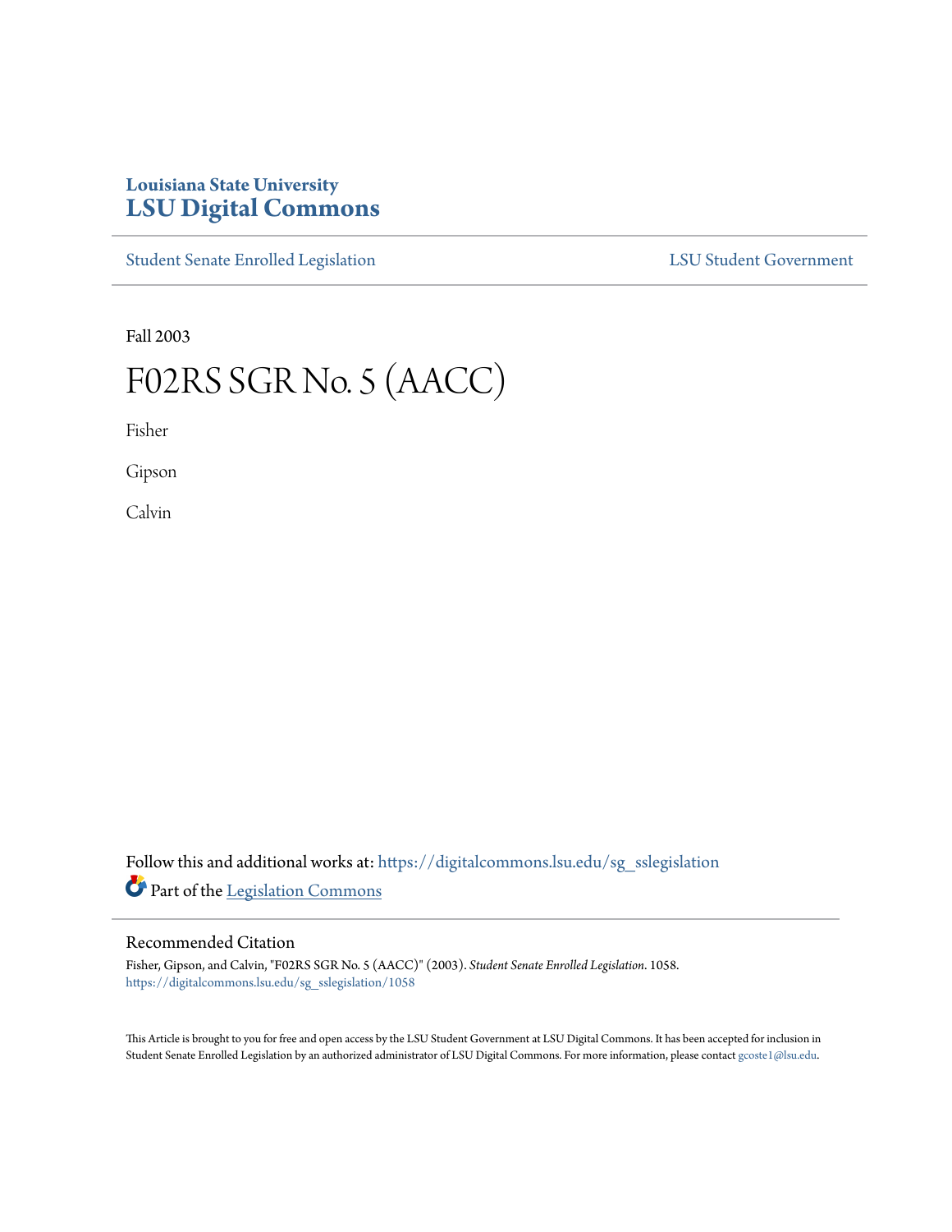# Louisiana State University
# LSU Digital Commons

Student Senate Enrolled Legislation | LSU Student Government

Fall 2003

# F02RS SGR No. 5 (AACC)

Fisher

Gipson

Calvin

Follow this and additional works at: https://digitalcommons.lsu.edu/sg_sslegislation

Part of the Legislation Commons

## Recommended Citation

Fisher, Gipson, and Calvin, "F02RS SGR No. 5 (AACC)" (2003). *Student Senate Enrolled Legislation*. 1058.
https://digitalcommons.lsu.edu/sg_sslegislation/1058

This Article is brought to you for free and open access by the LSU Student Government at LSU Digital Commons. It has been accepted for inclusion in Student Senate Enrolled Legislation by an authorized administrator of LSU Digital Commons. For more information, please contact gcoste1@lsu.edu.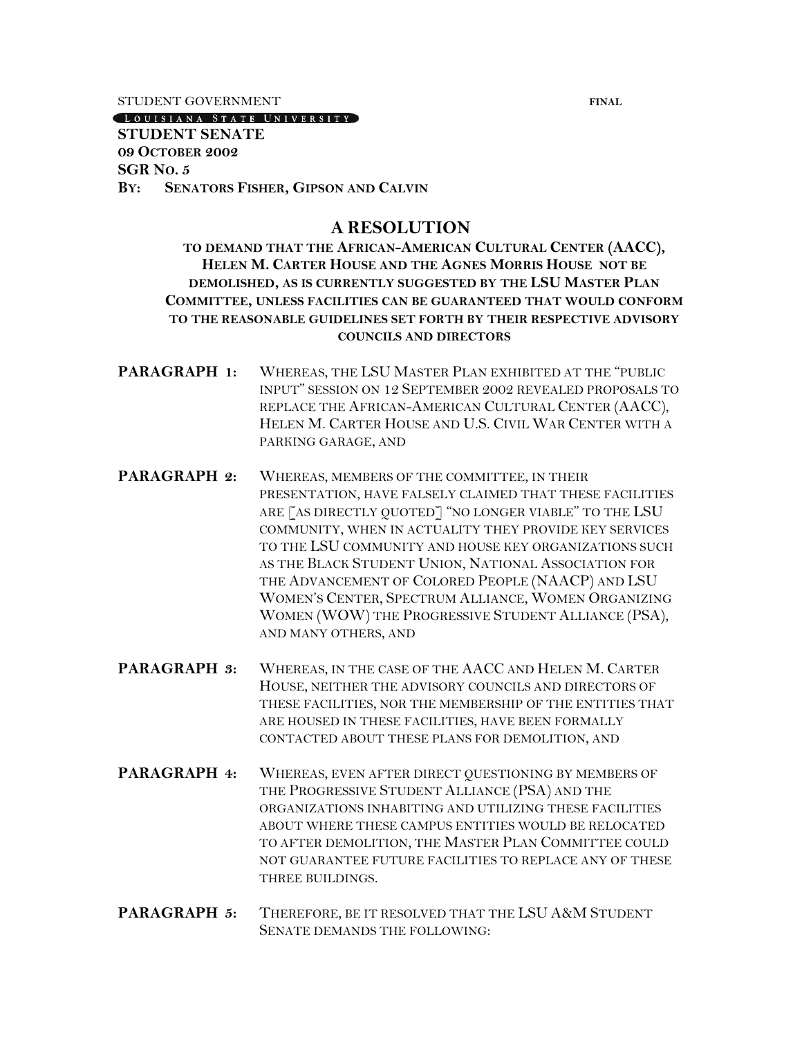STUDENT GOVERNMENT **FINAL**

LOUISIANA STATE UNIVERSITY

**STUDENT SENATE**
**09 OCTOBER 2002**
**SGR NO. 5**
**BY: SENATORS FISHER, GIPSON AND CALVIN**

# A RESOLUTION

## TO DEMAND THAT THE AFRICAN-AMERICAN CULTURAL CENTER (AACC), HELEN M. CARTER HOUSE AND THE AGNES MORRIS HOUSE NOT BE DEMOLISHED, AS IS CURRENTLY SUGGESTED BY THE LSU MASTER PLAN COMMITTEE, UNLESS FACILITIES CAN BE GUARANTEED THAT WOULD CONFORM TO THE REASONABLE GUIDELINES SET FORTH BY THEIR RESPECTIVE ADVISORY COUNCILS AND DIRECTORS

**PARAGRAPH 1:** WHEREAS, THE LSU MASTER PLAN EXHIBITED AT THE "PUBLIC INPUT" SESSION ON 12 SEPTEMBER 2002 REVEALED PROPOSALS TO REPLACE THE AFRICAN-AMERICAN CULTURAL CENTER (AACC), HELEN M. CARTER HOUSE AND U.S. CIVIL WAR CENTER WITH A PARKING GARAGE, AND

**PARAGRAPH 2:** WHEREAS, MEMBERS OF THE COMMITTEE, IN THEIR PRESENTATION, HAVE FALSELY CLAIMED THAT THESE FACILITIES ARE [AS DIRECTLY QUOTED] "NO LONGER VIABLE" TO THE LSU COMMUNITY, WHEN IN ACTUALITY THEY PROVIDE KEY SERVICES TO THE LSU COMMUNITY AND HOUSE KEY ORGANIZATIONS SUCH AS THE BLACK STUDENT UNION, NATIONAL ASSOCIATION FOR THE ADVANCEMENT OF COLORED PEOPLE (NAACP) AND LSU WOMEN'S CENTER, SPECTRUM ALLIANCE, WOMEN ORGANIZING WOMEN (WOW) THE PROGRESSIVE STUDENT ALLIANCE (PSA), AND MANY OTHERS, AND

**PARAGRAPH 3:** WHEREAS, IN THE CASE OF THE AACC AND HELEN M. CARTER HOUSE, NEITHER THE ADVISORY COUNCILS AND DIRECTORS OF THESE FACILITIES, NOR THE MEMBERSHIP OF THE ENTITIES THAT ARE HOUSED IN THESE FACILITIES, HAVE BEEN FORMALLY CONTACTED ABOUT THESE PLANS FOR DEMOLITION, AND

**PARAGRAPH 4:** WHEREAS, EVEN AFTER DIRECT QUESTIONING BY MEMBERS OF THE PROGRESSIVE STUDENT ALLIANCE (PSA) AND THE ORGANIZATIONS INHABITING AND UTILIZING THESE FACILITIES ABOUT WHERE THESE CAMPUS ENTITIES WOULD BE RELOCATED TO AFTER DEMOLITION, THE MASTER PLAN COMMITTEE COULD NOT GUARANTEE FUTURE FACILITIES TO REPLACE ANY OF THESE THREE BUILDINGS.

**PARAGRAPH 5:** THEREFORE, BE IT RESOLVED THAT THE LSU A&M STUDENT SENATE DEMANDS THE FOLLOWING: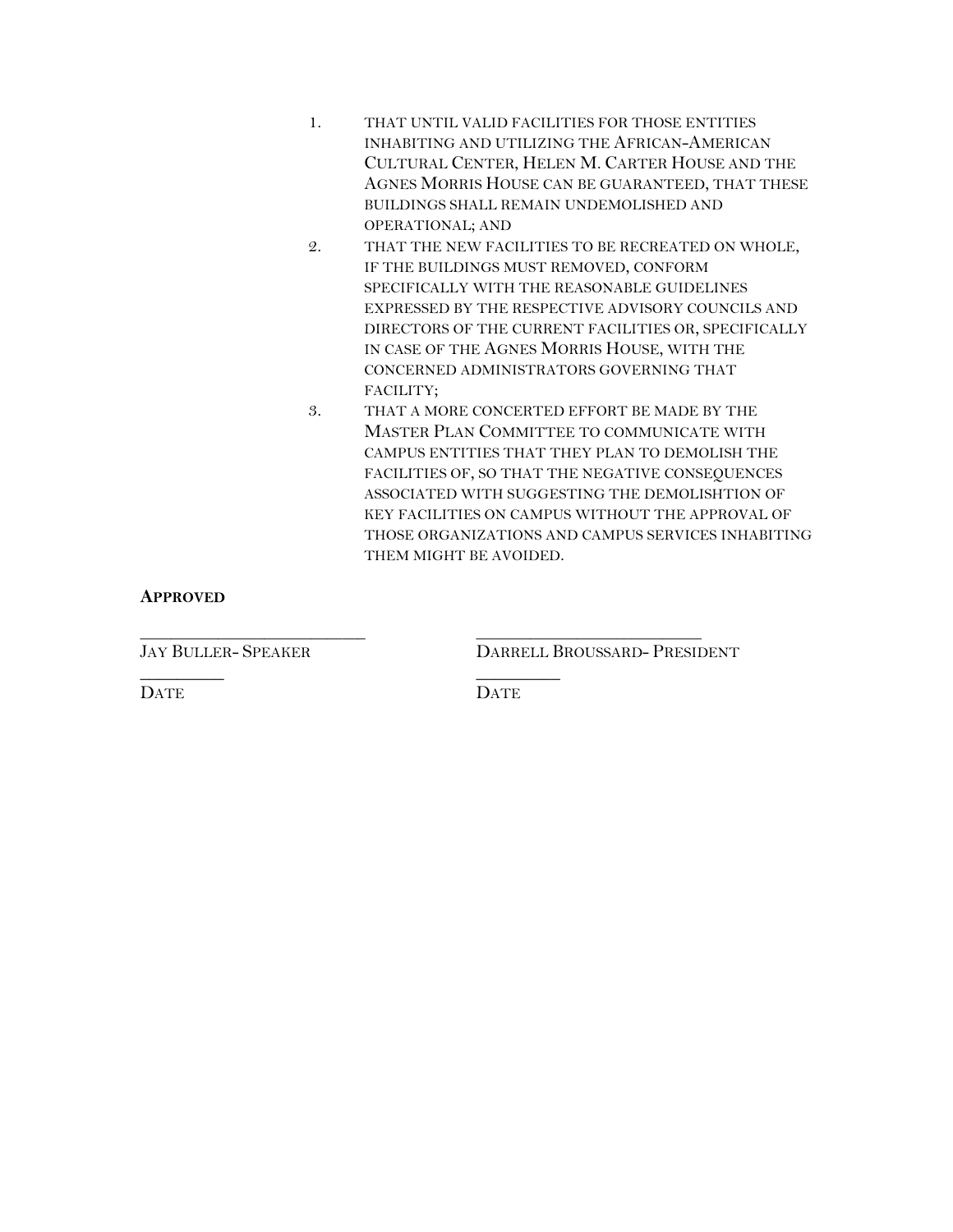1. THAT UNTIL VALID FACILITIES FOR THOSE ENTITIES INHABITING AND UTILIZING THE AFRICAN-AMERICAN CULTURAL CENTER, HELEN M. CARTER HOUSE AND THE AGNES MORRIS HOUSE CAN BE GUARANTEED, THAT THESE BUILDINGS SHALL REMAIN UNDEMOLISHED AND OPERATIONAL; AND
2. THAT THE NEW FACILITIES TO BE RECREATED ON WHOLE, IF THE BUILDINGS MUST REMOVED, CONFORM SPECIFICALLY WITH THE REASONABLE GUIDELINES EXPRESSED BY THE RESPECTIVE ADVISORY COUNCILS AND DIRECTORS OF THE CURRENT FACILITIES OR, SPECIFICALLY IN CASE OF THE AGNES MORRIS HOUSE, WITH THE CONCERNED ADMINISTRATORS GOVERNING THAT FACILITY;
3. THAT A MORE CONCERTED EFFORT BE MADE BY THE MASTER PLAN COMMITTEE TO COMMUNICATE WITH CAMPUS ENTITIES THAT THEY PLAN TO DEMOLISH THE FACILITIES OF, SO THAT THE NEGATIVE CONSEQUENCES ASSOCIATED WITH SUGGESTING THE DEMOLISHTION OF KEY FACILITIES ON CAMPUS WITHOUT THE APPROVAL OF THOSE ORGANIZATIONS AND CAMPUS SERVICES INHABITING THEM MIGHT BE AVOIDED.

**APPROVED**

| | |
|---|---|
| ________________________ | ________________________ |
| JAY BULLER- SPEAKER | DARRELL BROUSSARD- PRESIDENT |
| _________ | _________ |
| DATE | DATE |